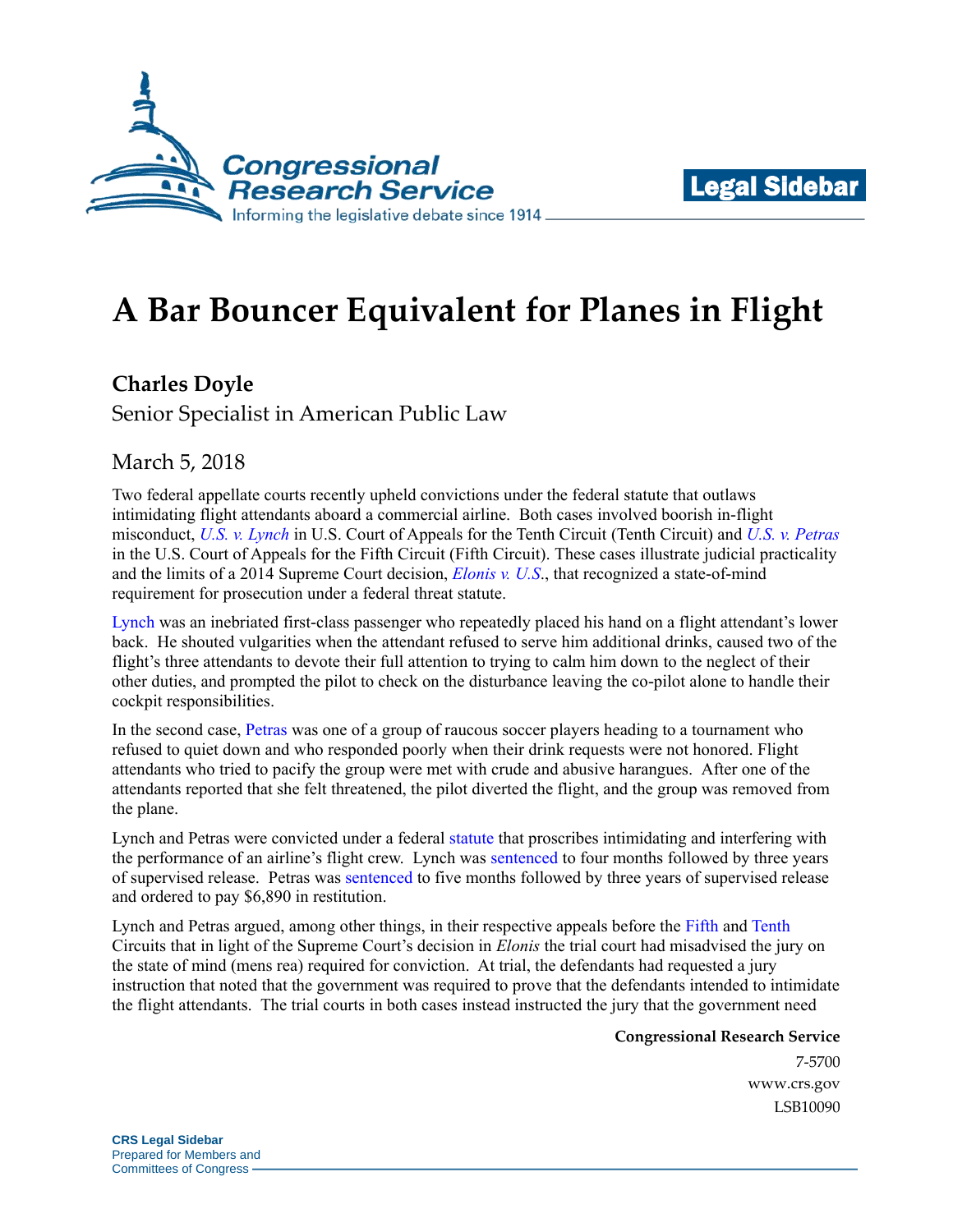# A Bar Bouncer Equivalent for Planes in Flight

**Charles Doyle**

Senior Specialist in American Public Law

March 5, 2018

Two federal appellate courts recently upheld convictions under the federal statute that outlaws intimidating flight attendants aboard a commercial airline. Both cases involved boorish in-flight misconduct, *U.S. v. Lynch* in U.S. Court of Appeals for the Tenth Circuit (Tenth Circuit) and *U.S. v. Petras* in the U.S. Court of Appeals for the Fifth Circuit (Fifth Circuit). These cases illustrate judicial practicality and the limits of a 2014 Supreme Court decision, *Elonis v. U.S.*, that recognized a state-of-mind requirement for prosecution under a federal threat statute.

Lynch was an inebriated first-class passenger who repeatedly placed his hand on a flight attendant's lower back. He shouted vulgarities when the attendant refused to serve him additional drinks, caused two of the flight's three attendants to devote their full attention to trying to calm him down to the neglect of their other duties, and prompted the pilot to check on the disturbance leaving the co-pilot alone to handle their cockpit responsibilities.

In the second case, Petras was one of a group of raucous soccer players heading to a tournament who refused to quiet down and who responded poorly when their drink requests were not honored. Flight attendants who tried to pacify the group were met with crude and abusive harangues. After one of the attendants reported that she felt threatened, the pilot diverted the flight, and the group was removed from the plane.

Lynch and Petras were convicted under a federal statute that proscribes intimidating and interfering with the performance of an airline's flight crew. Lynch was sentenced to four months followed by three years of supervised release. Petras was sentenced to five months followed by three years of supervised release and ordered to pay $6,890 in restitution.

Lynch and Petras argued, among other things, in their respective appeals before the Fifth and Tenth Circuits that in light of the Supreme Court's decision in *Elonis* the trial court had misadvised the jury on the state of mind (mens rea) required for conviction. At trial, the defendants had requested a jury instruction that noted that the government was required to prove that the defendants intended to intimidate the flight attendants. The trial courts in both cases instead instructed the jury that the government need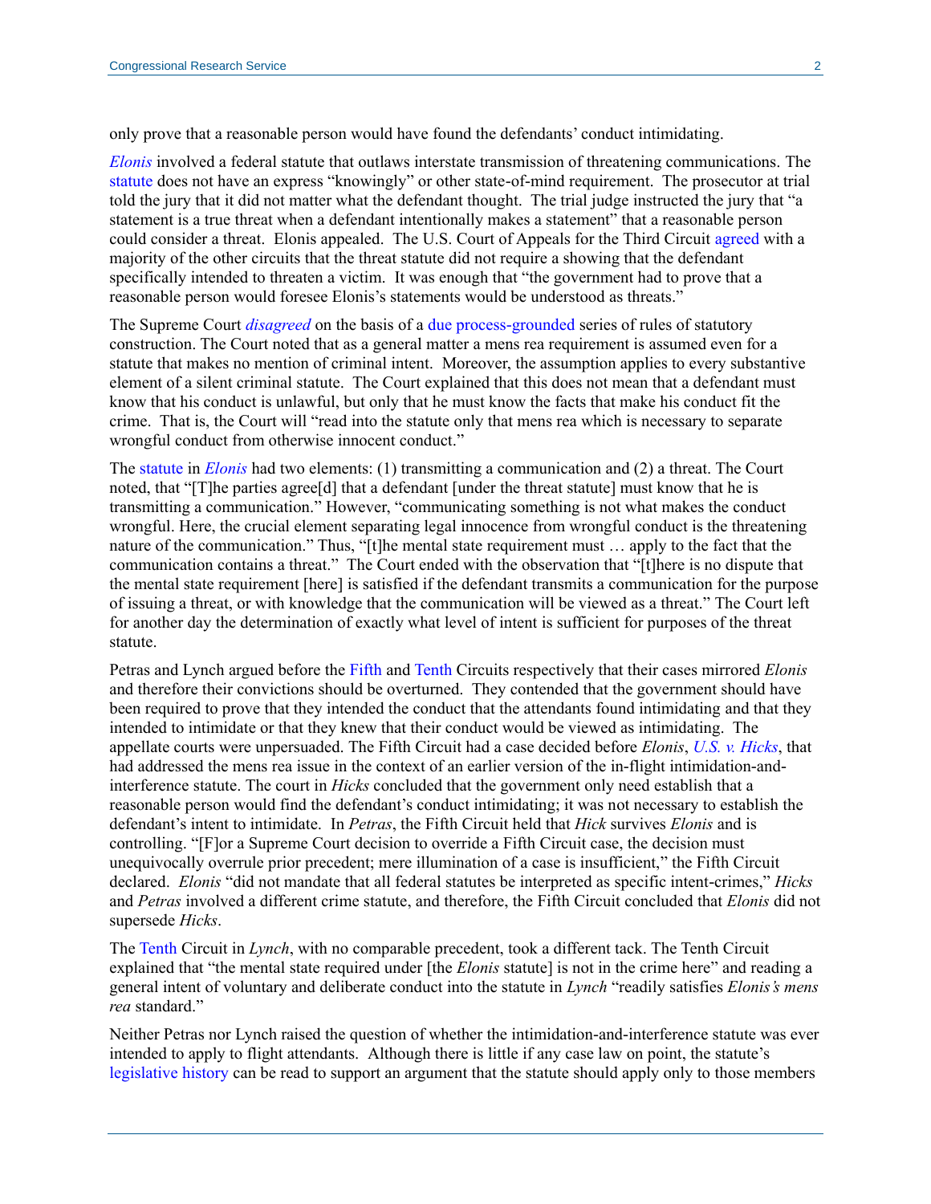only prove that a reasonable person would have found the defendants' conduct intimidating.

*Elonis* involved a federal statute that outlaws interstate transmission of threatening communications. The statute does not have an express "knowingly" or other state-of-mind requirement. The prosecutor at trial told the jury that it did not matter what the defendant thought. The trial judge instructed the jury that "a statement is a true threat when a defendant intentionally makes a statement" that a reasonable person could consider a threat. Elonis appealed. The U.S. Court of Appeals for the Third Circuit agreed with a majority of the other circuits that the threat statute did not require a showing that the defendant specifically intended to threaten a victim. It was enough that "the government had to prove that a reasonable person would foresee Elonis's statements would be understood as threats."

The Supreme Court *disagreed* on the basis of a due process-grounded series of rules of statutory construction. The Court noted that as a general matter a mens rea requirement is assumed even for a statute that makes no mention of criminal intent. Moreover, the assumption applies to every substantive element of a silent criminal statute. The Court explained that this does not mean that a defendant must know that his conduct is unlawful, but only that he must know the facts that make his conduct fit the crime. That is, the Court will "read into the statute only that mens rea which is necessary to separate wrongful conduct from otherwise innocent conduct."

The statute in *Elonis* had two elements: (1) transmitting a communication and (2) a threat. The Court noted, that "[T]he parties agree[d] that a defendant [under the threat statute] must know that he is transmitting a communication." However, "communicating something is not what makes the conduct wrongful. Here, the crucial element separating legal innocence from wrongful conduct is the threatening nature of the communication." Thus, "[t]he mental state requirement must … apply to the fact that the communication contains a threat." The Court ended with the observation that "[t]here is no dispute that the mental state requirement [here] is satisfied if the defendant transmits a communication for the purpose of issuing a threat, or with knowledge that the communication will be viewed as a threat." The Court left for another day the determination of exactly what level of intent is sufficient for purposes of the threat statute.

Petras and Lynch argued before the Fifth and Tenth Circuits respectively that their cases mirrored *Elonis* and therefore their convictions should be overturned. They contended that the government should have been required to prove that they intended the conduct that the attendants found intimidating and that they intended to intimidate or that they knew that their conduct would be viewed as intimidating. The appellate courts were unpersuaded. The Fifth Circuit had a case decided before *Elonis*, *U.S. v. Hicks*, that had addressed the mens rea issue in the context of an earlier version of the in-flight intimidation-and-interference statute. The court in *Hicks* concluded that the government only need establish that a reasonable person would find the defendant's conduct intimidating; it was not necessary to establish the defendant's intent to intimidate. In *Petras*, the Fifth Circuit held that *Hick* survives *Elonis* and is controlling. "[F]or a Supreme Court decision to override a Fifth Circuit case, the decision must unequivocally overrule prior precedent; mere illumination of a case is insufficient," the Fifth Circuit declared. *Elonis* "did not mandate that all federal statutes be interpreted as specific intent-crimes," *Hicks* and *Petras* involved a different crime statute, and therefore, the Fifth Circuit concluded that *Elonis* did not supersede *Hicks*.

The Tenth Circuit in *Lynch*, with no comparable precedent, took a different tack. The Tenth Circuit explained that "the mental state required under [the *Elonis* statute] is not in the crime here" and reading a general intent of voluntary and deliberate conduct into the statute in *Lynch* "readily satisfies *Elonis's mens rea* standard."

Neither Petras nor Lynch raised the question of whether the intimidation-and-interference statute was ever intended to apply to flight attendants. Although there is little if any case law on point, the statute's legislative history can be read to support an argument that the statute should apply only to those members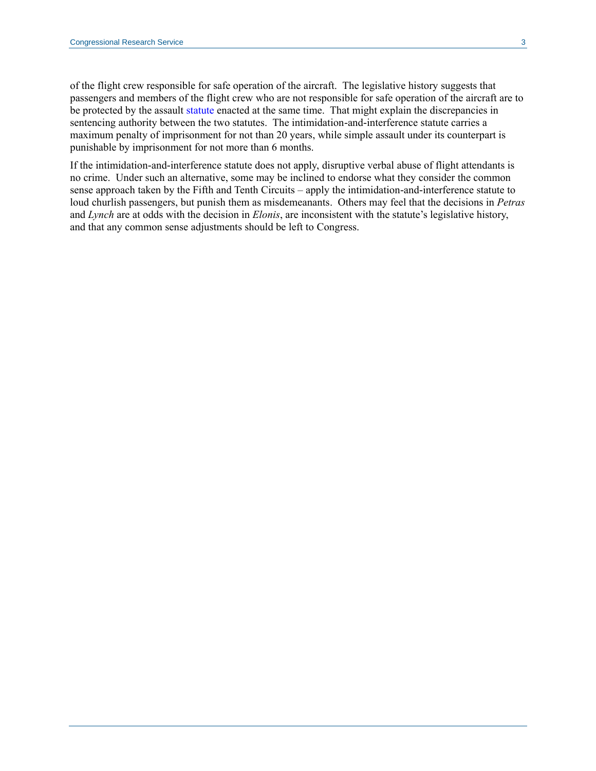of the flight crew responsible for safe operation of the aircraft. The legislative history suggests that passengers and members of the flight crew who are not responsible for safe operation of the aircraft are to be protected by the assault statute enacted at the same time. That might explain the discrepancies in sentencing authority between the two statutes. The intimidation-and-interference statute carries a maximum penalty of imprisonment for not than 20 years, while simple assault under its counterpart is punishable by imprisonment for not more than 6 months.

If the intimidation-and-interference statute does not apply, disruptive verbal abuse of flight attendants is no crime. Under such an alternative, some may be inclined to endorse what they consider the common sense approach taken by the Fifth and Tenth Circuits – apply the intimidation-and-interference statute to loud churlish passengers, but punish them as misdemeanants. Others may feel that the decisions in *Petras* and *Lynch* are at odds with the decision in *Elonis*, are inconsistent with the statute's legislative history, and that any common sense adjustments should be left to Congress.